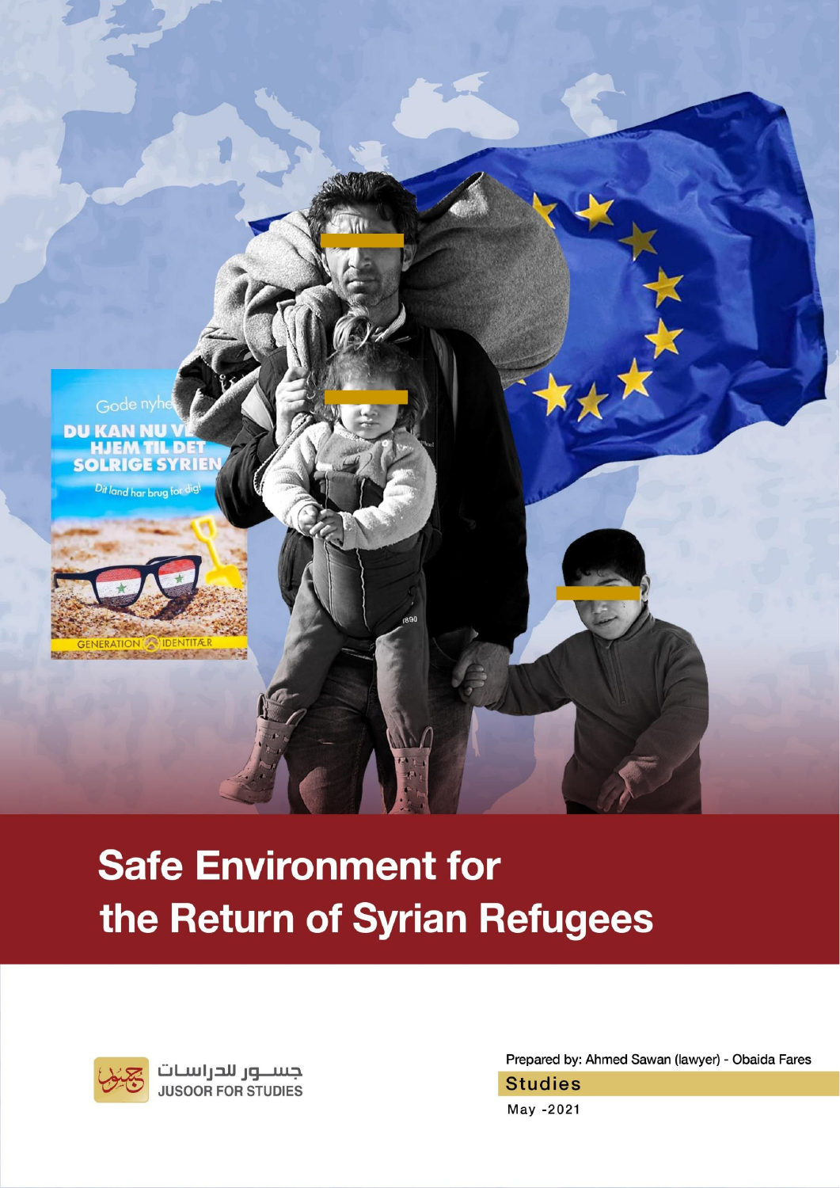# Safe Environment for the Return of Syrian Refugees

جســور للدراسات

JUSOOR FOR STUDIES

Prepared by: Ahmed Sawan (lawyer) - Obaida Fares

Studies

May -2021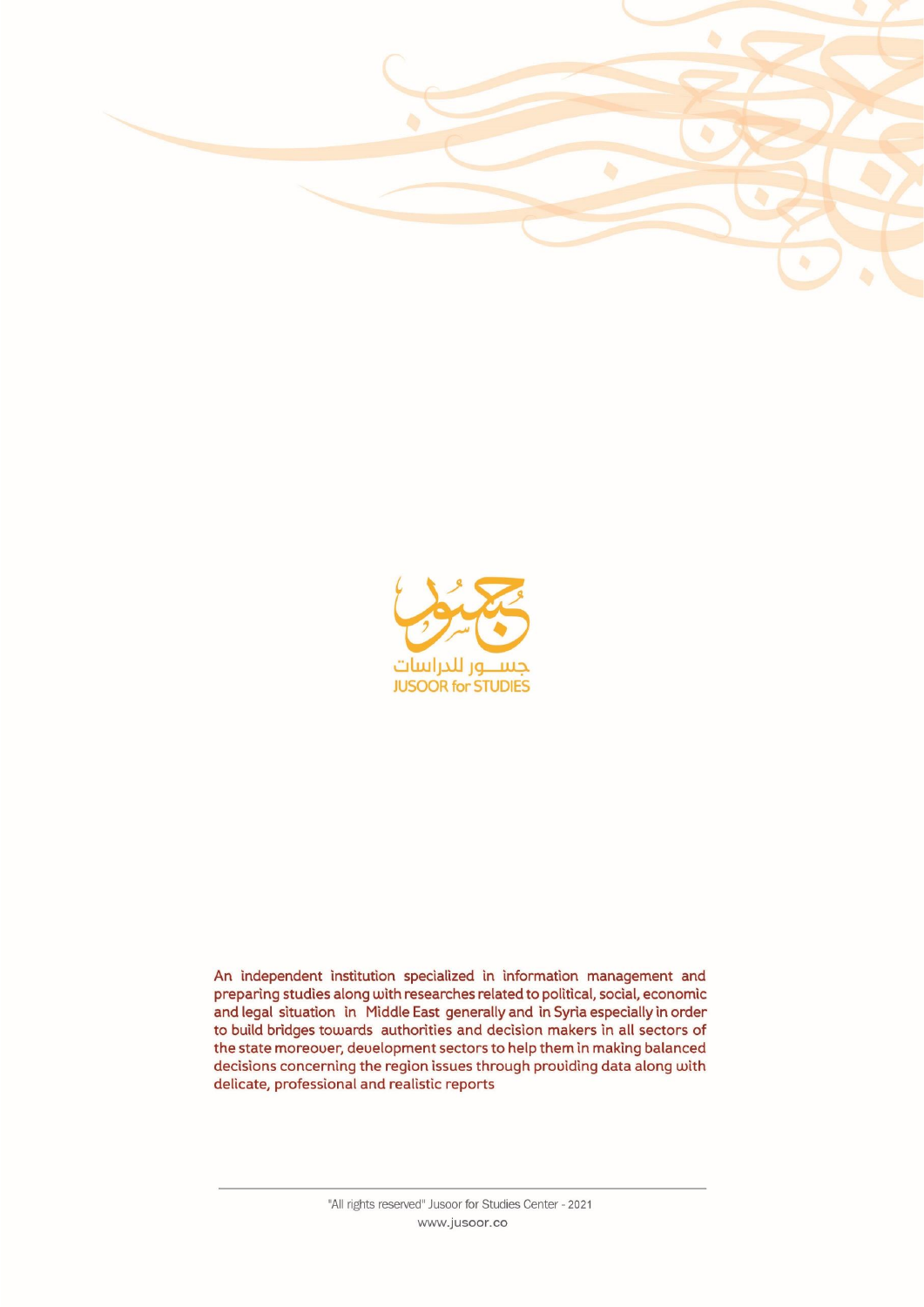جســـور للدراسات
JUSOOR for STUDIES

An independent institution specialized in information management and preparing studies along with researches related to political, social, economic and legal situation in Middle East generally and in Syria especially in order to build bridges towards authorities and decision makers in all sectors of the state moreover, development sectors to help them in making balanced decisions concerning the region issues through providing data along with delicate, professional and realistic reports

"All rights reserved" Jusoor for Studies Center - 2021

www.jusoor.co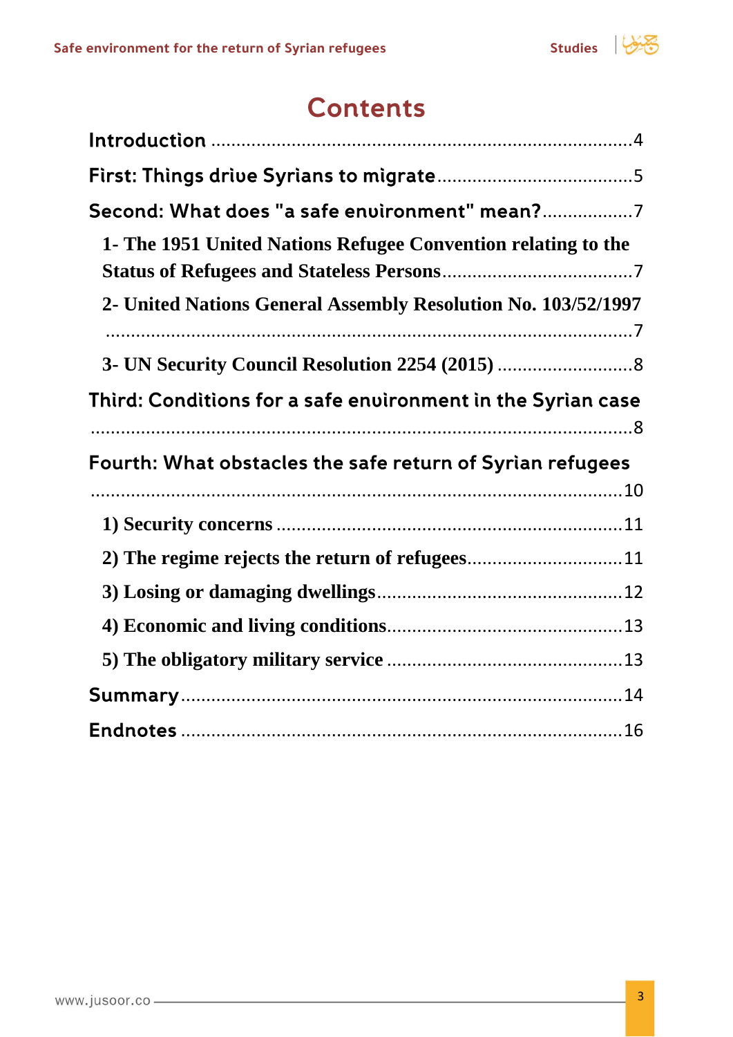# Contents

Introduction ........................................................................................4

First: Things drive Syrians to migrate.......................................5

Second: What does "a safe environment" mean?..................7

- **1- The 1951 United Nations Refugee Convention relating to the Status of Refugees and Stateless Persons**......................................7
- **2- United Nations General Assembly Resolution No. 103/52/1997** ........................................................................................7
- **3- UN Security Council Resolution 2254 (2015)** ...........................8

Third: Conditions for a safe environment in the Syrian case ........................................................................................8

Fourth: What obstacles the safe return of Syrian refugees ........................................................................................10

- **1) Security concerns** ....................................................................11
- **2) The regime rejects the return of refugees**...............................11
- **3) Losing or damaging dwellings**.................................................12
- **4) Economic and living conditions**...............................................13
- **5) The obligatory military service** ...............................................13

Summary........................................................................................14

Endnotes ........................................................................................16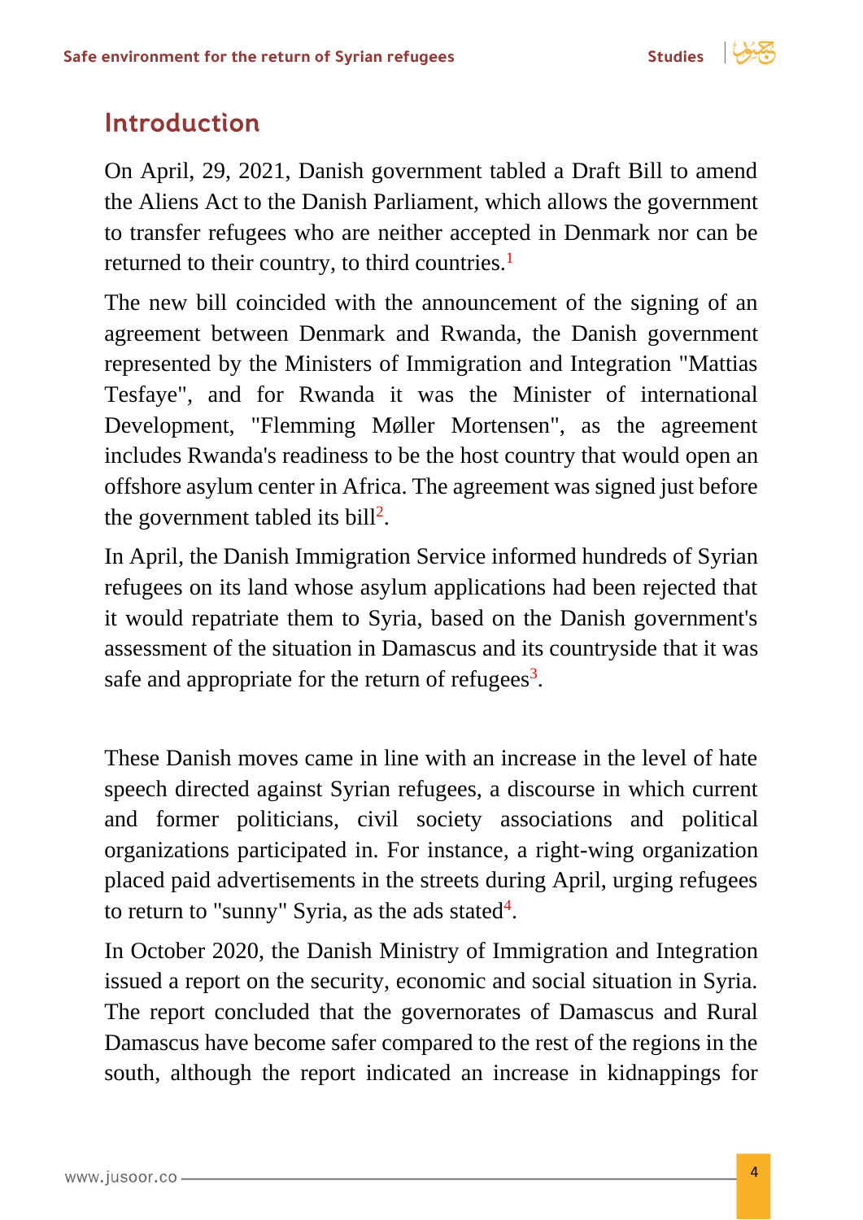## Introduction

On April, 29, 2021, Danish government tabled a Draft Bill to amend the Aliens Act to the Danish Parliament, which allows the government to transfer refugees who are neither accepted in Denmark nor can be returned to their country, to third countries.[1]

The new bill coincided with the announcement of the signing of an agreement between Denmark and Rwanda, the Danish government represented by the Ministers of Immigration and Integration "Mattias Tesfaye", and for Rwanda it was the Minister of international Development, "Flemming Møller Mortensen", as the agreement includes Rwanda's readiness to be the host country that would open an offshore asylum center in Africa. The agreement was signed just before the government tabled its bill[2].

In April, the Danish Immigration Service informed hundreds of Syrian refugees on its land whose asylum applications had been rejected that it would repatriate them to Syria, based on the Danish government's assessment of the situation in Damascus and its countryside that it was safe and appropriate for the return of refugees[3].

These Danish moves came in line with an increase in the level of hate speech directed against Syrian refugees, a discourse in which current and former politicians, civil society associations and political organizations participated in. For instance, a right-wing organization placed paid advertisements in the streets during April, urging refugees to return to "sunny" Syria, as the ads stated[4].

In October 2020, the Danish Ministry of Immigration and Integration issued a report on the security, economic and social situation in Syria. The report concluded that the governorates of Damascus and Rural Damascus have become safer compared to the rest of the regions in the south, although the report indicated an increase in kidnappings for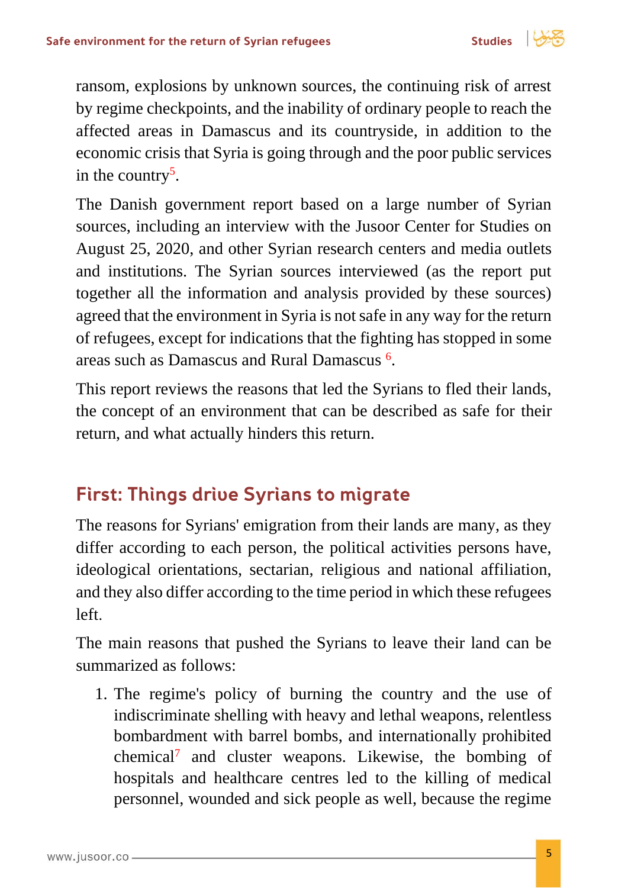ransom, explosions by unknown sources, the continuing risk of arrest by regime checkpoints, and the inability of ordinary people to reach the affected areas in Damascus and its countryside, in addition to the economic crisis that Syria is going through and the poor public services in the country[5].

The Danish government report based on a large number of Syrian sources, including an interview with the Jusoor Center for Studies on August 25, 2020, and other Syrian research centers and media outlets and institutions. The Syrian sources interviewed (as the report put together all the information and analysis provided by these sources) agreed that the environment in Syria is not safe in any way for the return of refugees, except for indications that the fighting has stopped in some areas such as Damascus and Rural Damascus [6].

This report reviews the reasons that led the Syrians to fled their lands, the concept of an environment that can be described as safe for their return, and what actually hinders this return.

## First: Things drive Syrians to migrate

The reasons for Syrians' emigration from their lands are many, as they differ according to each person, the political activities persons have, ideological orientations, sectarian, religious and national affiliation, and they also differ according to the time period in which these refugees left.

The main reasons that pushed the Syrians to leave their land can be summarized as follows:

1. The regime's policy of burning the country and the use of indiscriminate shelling with heavy and lethal weapons, relentless bombardment with barrel bombs, and internationally prohibited chemical[7] and cluster weapons. Likewise, the bombing of hospitals and healthcare centres led to the killing of medical personnel, wounded and sick people as well, because the regime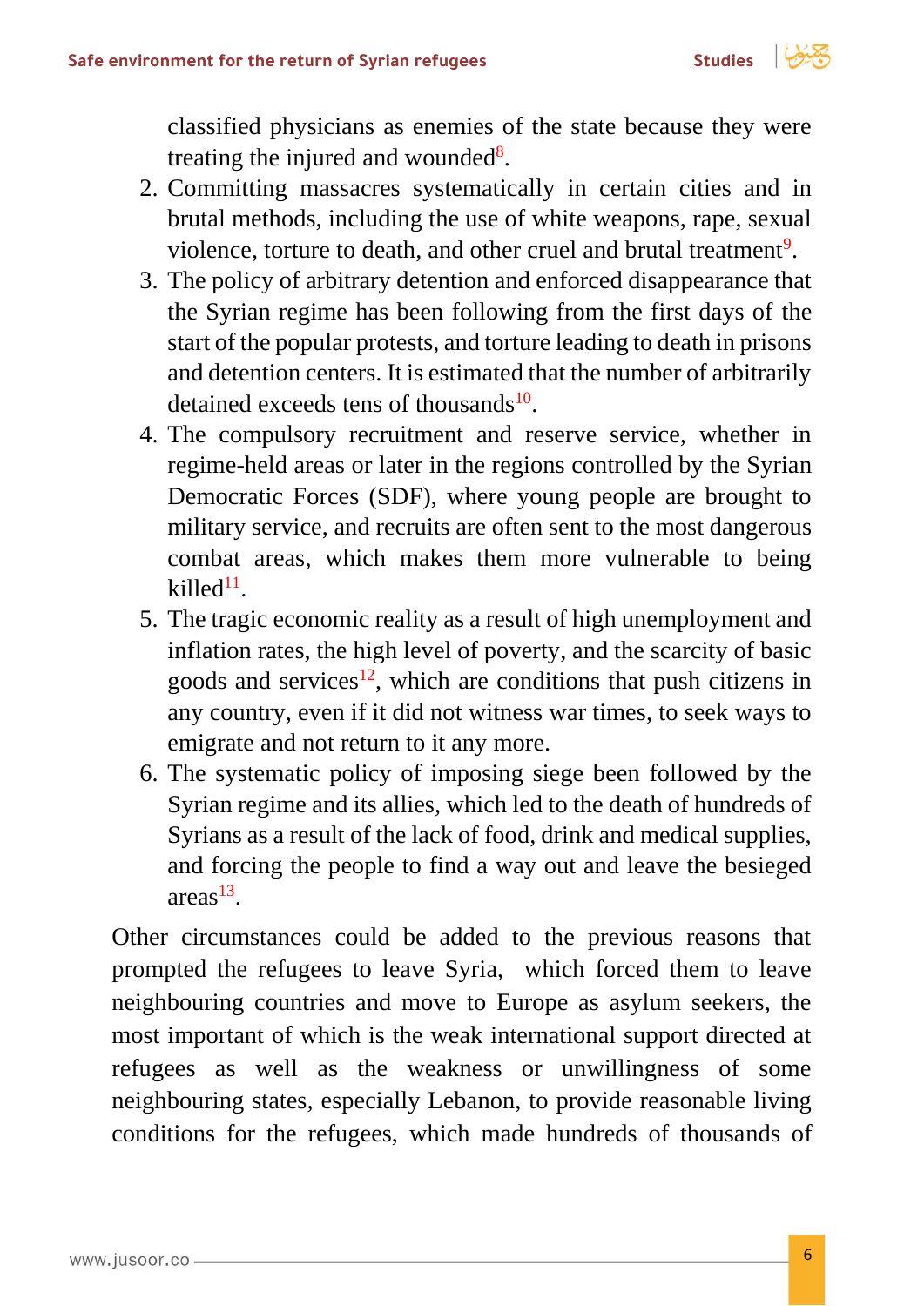classified physicians as enemies of the state because they were treating the injured and wounded[8].

2. Committing massacres systematically in certain cities and in brutal methods, including the use of white weapons, rape, sexual violence, torture to death, and other cruel and brutal treatment[9].
3. The policy of arbitrary detention and enforced disappearance that the Syrian regime has been following from the first days of the start of the popular protests, and torture leading to death in prisons and detention centers. It is estimated that the number of arbitrarily detained exceeds tens of thousands[10].
4. The compulsory recruitment and reserve service, whether in regime-held areas or later in the regions controlled by the Syrian Democratic Forces (SDF), where young people are brought to military service, and recruits are often sent to the most dangerous combat areas, which makes them more vulnerable to being killed[11].
5. The tragic economic reality as a result of high unemployment and inflation rates, the high level of poverty, and the scarcity of basic goods and services[12], which are conditions that push citizens in any country, even if it did not witness war times, to seek ways to emigrate and not return to it any more.
6. The systematic policy of imposing siege been followed by the Syrian regime and its allies, which led to the death of hundreds of Syrians as a result of the lack of food, drink and medical supplies, and forcing the people to find a way out and leave the besieged areas[13].

Other circumstances could be added to the previous reasons that prompted the refugees to leave Syria, which forced them to leave neighbouring countries and move to Europe as asylum seekers, the most important of which is the weak international support directed at refugees as well as the weakness or unwillingness of some neighbouring states, especially Lebanon, to provide reasonable living conditions for the refugees, which made hundreds of thousands of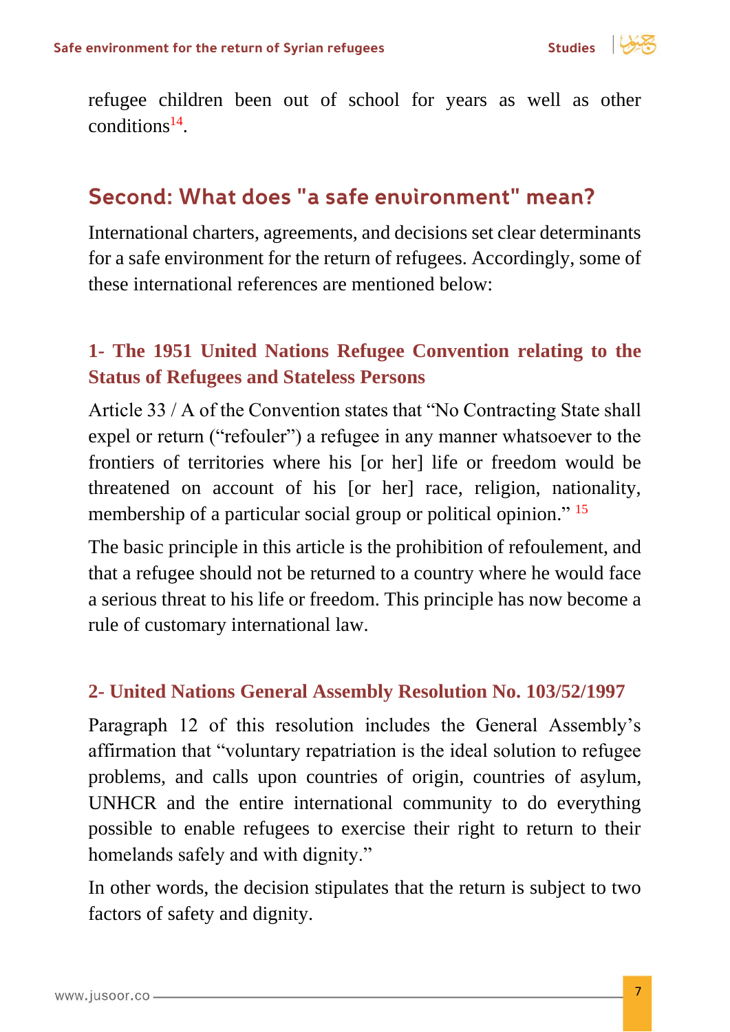refugee children been out of school for years as well as other conditions[14].

## Second: What does "a safe environment" mean?

International charters, agreements, and decisions set clear determinants for a safe environment for the return of refugees. Accordingly, some of these international references are mentioned below:

### 1- The 1951 United Nations Refugee Convention relating to the Status of Refugees and Stateless Persons

Article 33 / A of the Convention states that "No Contracting State shall expel or return ("refouler") a refugee in any manner whatsoever to the frontiers of territories where his [or her] life or freedom would be threatened on account of his [or her] race, religion, nationality, membership of a particular social group or political opinion." [15]

The basic principle in this article is the prohibition of refoulement, and that a refugee should not be returned to a country where he would face a serious threat to his life or freedom. This principle has now become a rule of customary international law.

### 2- United Nations General Assembly Resolution No. 103/52/1997

Paragraph 12 of this resolution includes the General Assembly's affirmation that "voluntary repatriation is the ideal solution to refugee problems, and calls upon countries of origin, countries of asylum, UNHCR and the entire international community to do everything possible to enable refugees to exercise their right to return to their homelands safely and with dignity."

In other words, the decision stipulates that the return is subject to two factors of safety and dignity.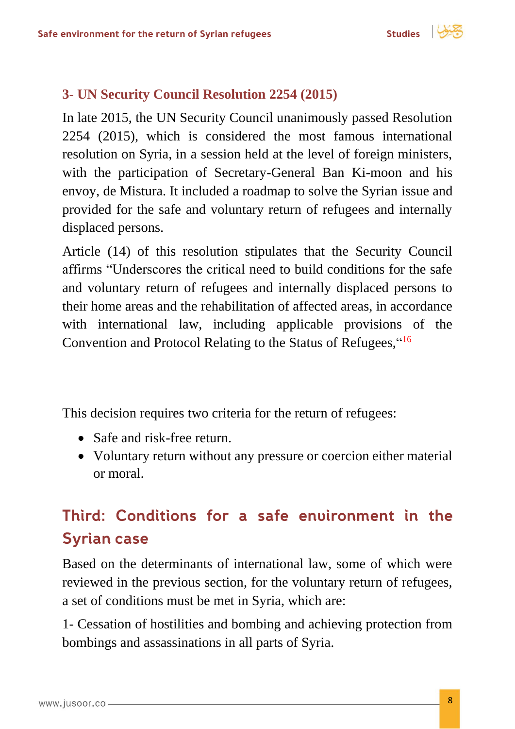### 3- UN Security Council Resolution 2254 (2015)

In late 2015, the UN Security Council unanimously passed Resolution 2254 (2015), which is considered the most famous international resolution on Syria, in a session held at the level of foreign ministers, with the participation of Secretary-General Ban Ki-moon and his envoy, de Mistura. It included a roadmap to solve the Syrian issue and provided for the safe and voluntary return of refugees and internally displaced persons.

Article (14) of this resolution stipulates that the Security Council affirms "Underscores the critical need to build conditions for the safe and voluntary return of refugees and internally displaced persons to their home areas and the rehabilitation of affected areas, in accordance with international law, including applicable provisions of the Convention and Protocol Relating to the Status of Refugees,"[16]

This decision requires two criteria for the return of refugees:

- Safe and risk-free return.
- Voluntary return without any pressure or coercion either material or moral.

## Third: Conditions for a safe environment in the Syrian case

Based on the determinants of international law, some of which were reviewed in the previous section, for the voluntary return of refugees, a set of conditions must be met in Syria, which are:

1- Cessation of hostilities and bombing and achieving protection from bombings and assassinations in all parts of Syria.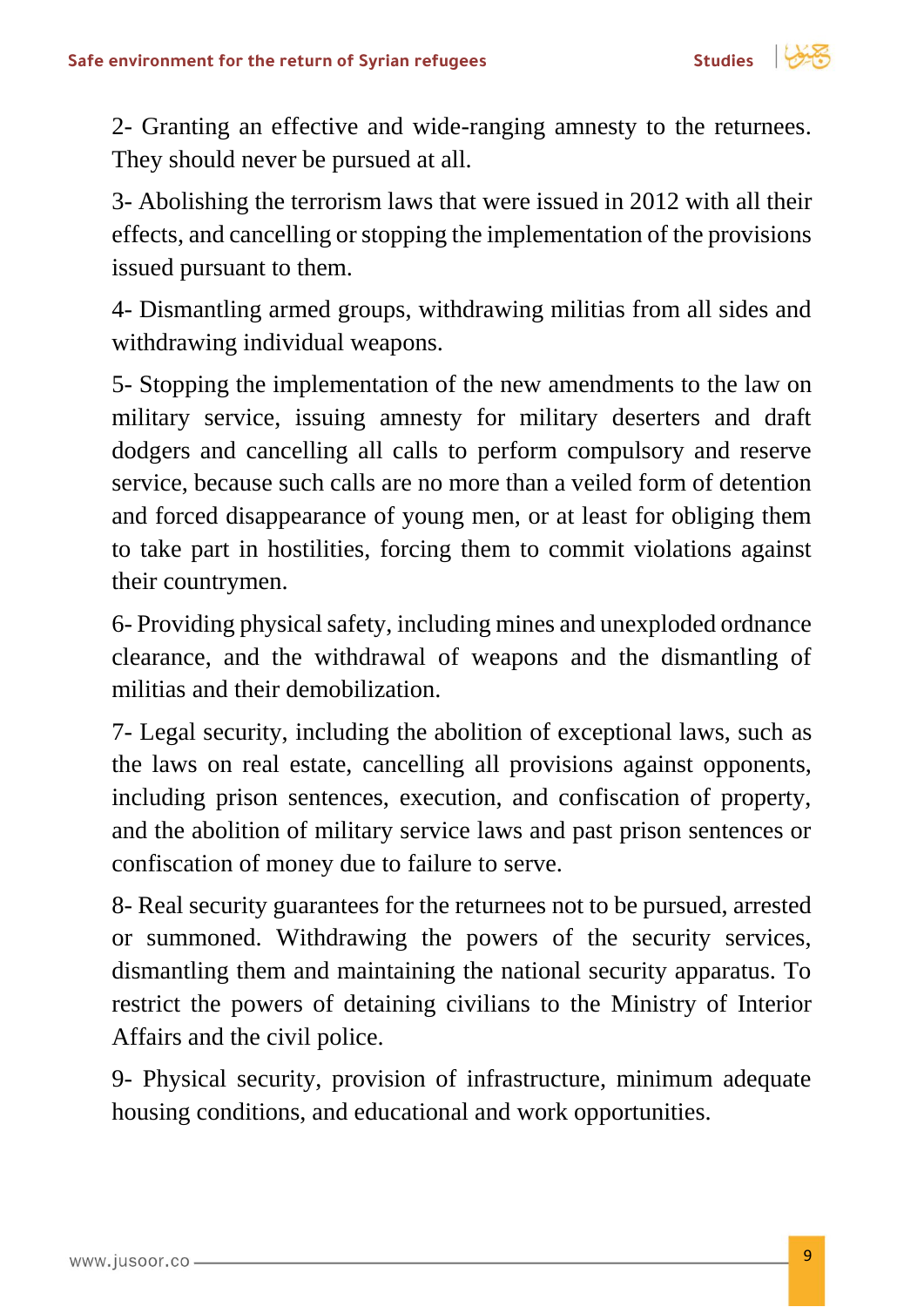2- Granting an effective and wide-ranging amnesty to the returnees. They should never be pursued at all.

3- Abolishing the terrorism laws that were issued in 2012 with all their effects, and cancelling or stopping the implementation of the provisions issued pursuant to them.

4- Dismantling armed groups, withdrawing militias from all sides and withdrawing individual weapons.

5- Stopping the implementation of the new amendments to the law on military service, issuing amnesty for military deserters and draft dodgers and cancelling all calls to perform compulsory and reserve service, because such calls are no more than a veiled form of detention and forced disappearance of young men, or at least for obliging them to take part in hostilities, forcing them to commit violations against their countrymen.

6- Providing physical safety, including mines and unexploded ordnance clearance, and the withdrawal of weapons and the dismantling of militias and their demobilization.

7- Legal security, including the abolition of exceptional laws, such as the laws on real estate, cancelling all provisions against opponents, including prison sentences, execution, and confiscation of property, and the abolition of military service laws and past prison sentences or confiscation of money due to failure to serve.

8- Real security guarantees for the returnees not to be pursued, arrested or summoned. Withdrawing the powers of the security services, dismantling them and maintaining the national security apparatus. To restrict the powers of detaining civilians to the Ministry of Interior Affairs and the civil police.

9- Physical security, provision of infrastructure, minimum adequate housing conditions, and educational and work opportunities.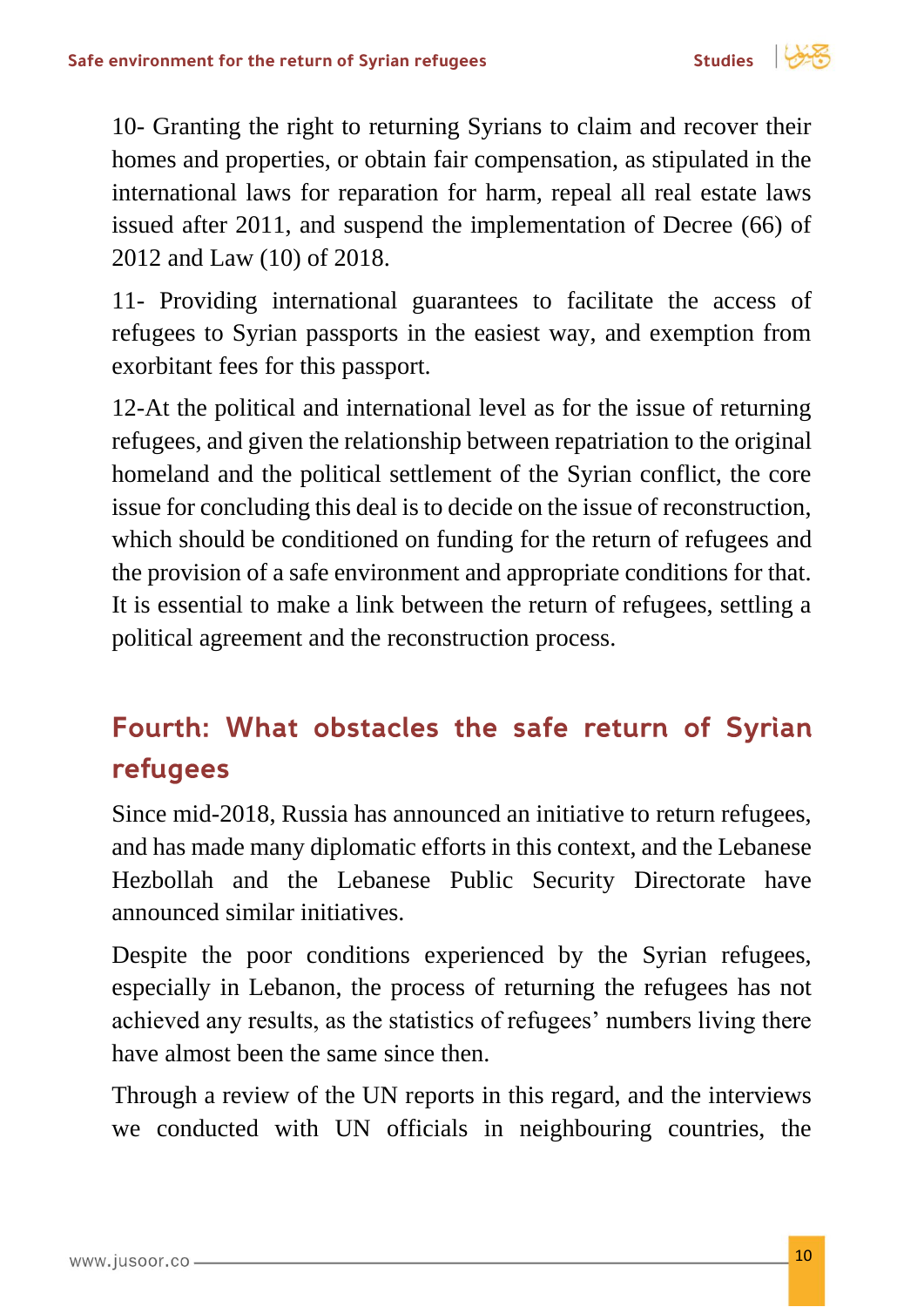10- Granting the right to returning Syrians to claim and recover their homes and properties, or obtain fair compensation, as stipulated in the international laws for reparation for harm, repeal all real estate laws issued after 2011, and suspend the implementation of Decree (66) of 2012 and Law (10) of 2018.

11- Providing international guarantees to facilitate the access of refugees to Syrian passports in the easiest way, and exemption from exorbitant fees for this passport.

12-At the political and international level as for the issue of returning refugees, and given the relationship between repatriation to the original homeland and the political settlement of the Syrian conflict, the core issue for concluding this deal is to decide on the issue of reconstruction, which should be conditioned on funding for the return of refugees and the provision of a safe environment and appropriate conditions for that. It is essential to make a link between the return of refugees, settling a political agreement and the reconstruction process.

## Fourth: What obstacles the safe return of Syrian refugees

Since mid-2018, Russia has announced an initiative to return refugees, and has made many diplomatic efforts in this context, and the Lebanese Hezbollah and the Lebanese Public Security Directorate have announced similar initiatives.

Despite the poor conditions experienced by the Syrian refugees, especially in Lebanon, the process of returning the refugees has not achieved any results, as the statistics of refugees' numbers living there have almost been the same since then.

Through a review of the UN reports in this regard, and the interviews we conducted with UN officials in neighbouring countries, the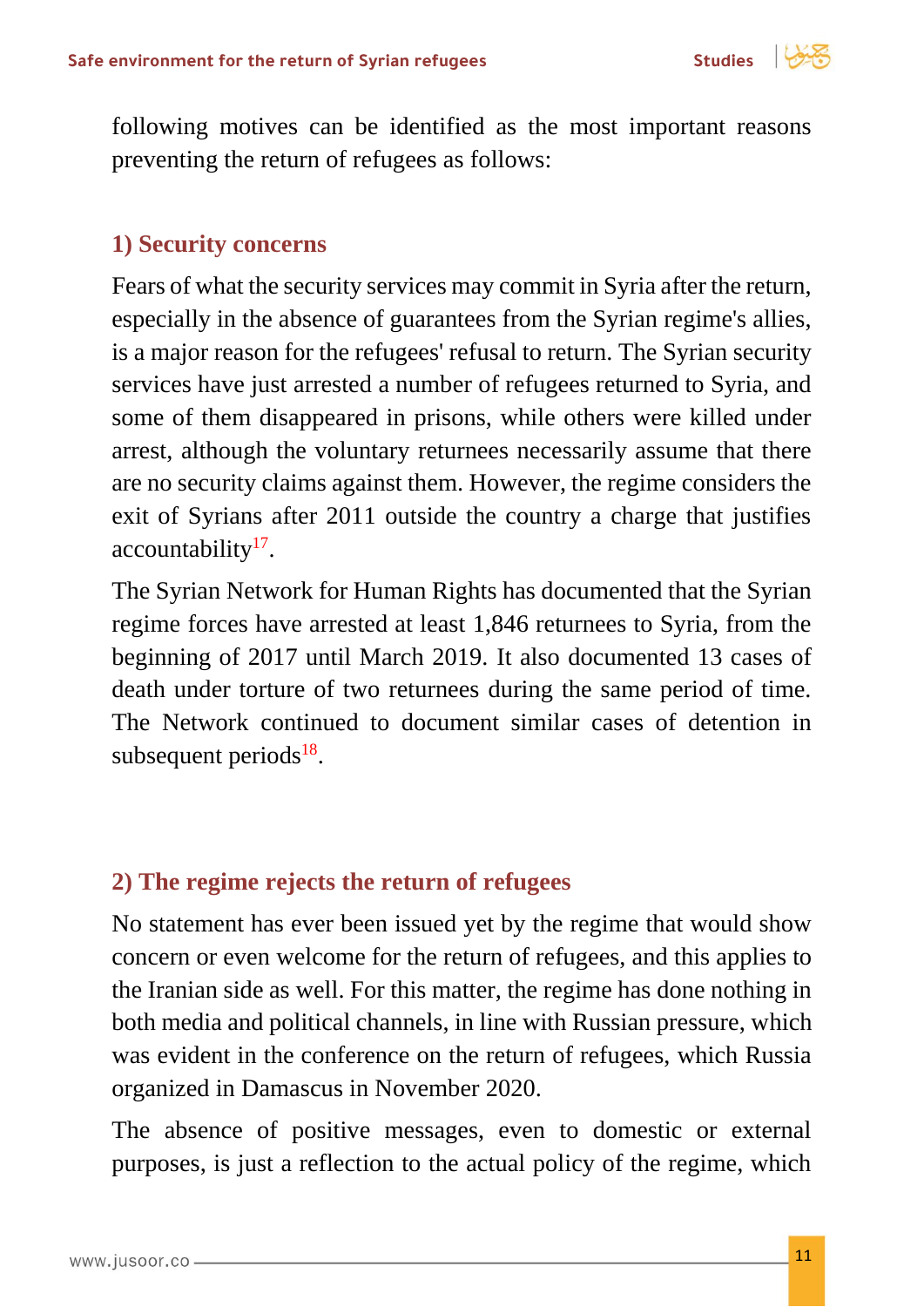following motives can be identified as the most important reasons preventing the return of refugees as follows:

## 1) Security concerns

Fears of what the security services may commit in Syria after the return, especially in the absence of guarantees from the Syrian regime's allies, is a major reason for the refugees' refusal to return. The Syrian security services have just arrested a number of refugees returned to Syria, and some of them disappeared in prisons, while others were killed under arrest, although the voluntary returnees necessarily assume that there are no security claims against them. However, the regime considers the exit of Syrians after 2011 outside the country a charge that justifies accountability[17].

The Syrian Network for Human Rights has documented that the Syrian regime forces have arrested at least 1,846 returnees to Syria, from the beginning of 2017 until March 2019. It also documented 13 cases of death under torture of two returnees during the same period of time. The Network continued to document similar cases of detention in subsequent periods[18].

## 2) The regime rejects the return of refugees

No statement has ever been issued yet by the regime that would show concern or even welcome for the return of refugees, and this applies to the Iranian side as well. For this matter, the regime has done nothing in both media and political channels, in line with Russian pressure, which was evident in the conference on the return of refugees, which Russia organized in Damascus in November 2020.

The absence of positive messages, even to domestic or external purposes, is just a reflection to the actual policy of the regime, which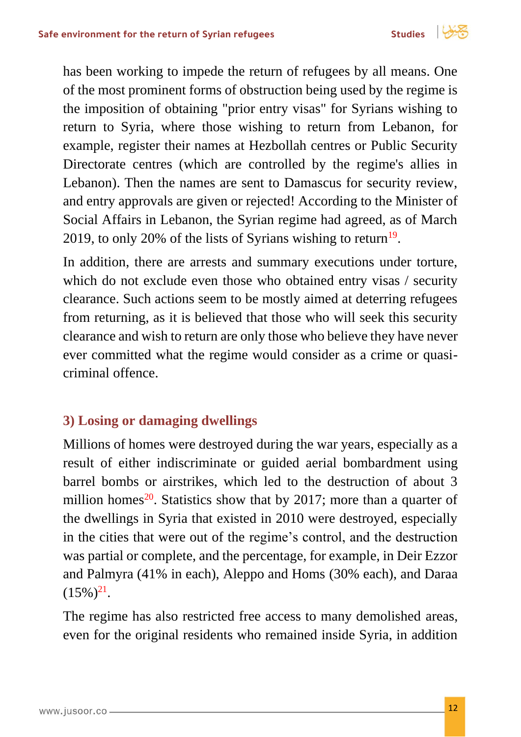has been working to impede the return of refugees by all means. One of the most prominent forms of obstruction being used by the regime is the imposition of obtaining "prior entry visas" for Syrians wishing to return to Syria, where those wishing to return from Lebanon, for example, register their names at Hezbollah centres or Public Security Directorate centres (which are controlled by the regime's allies in Lebanon). Then the names are sent to Damascus for security review, and entry approvals are given or rejected! According to the Minister of Social Affairs in Lebanon, the Syrian regime had agreed, as of March 2019, to only 20% of the lists of Syrians wishing to return[19].

In addition, there are arrests and summary executions under torture, which do not exclude even those who obtained entry visas / security clearance. Such actions seem to be mostly aimed at deterring refugees from returning, as it is believed that those who will seek this security clearance and wish to return are only those who believe they have never ever committed what the regime would consider as a crime or quasi-criminal offence.

### 3) Losing or damaging dwellings

Millions of homes were destroyed during the war years, especially as a result of either indiscriminate or guided aerial bombardment using barrel bombs or airstrikes, which led to the destruction of about 3 million homes[20]. Statistics show that by 2017; more than a quarter of the dwellings in Syria that existed in 2010 were destroyed, especially in the cities that were out of the regime's control, and the destruction was partial or complete, and the percentage, for example, in Deir Ezzor and Palmyra (41% in each), Aleppo and Homs (30% each), and Daraa (15%)[21].

The regime has also restricted free access to many demolished areas, even for the original residents who remained inside Syria, in addition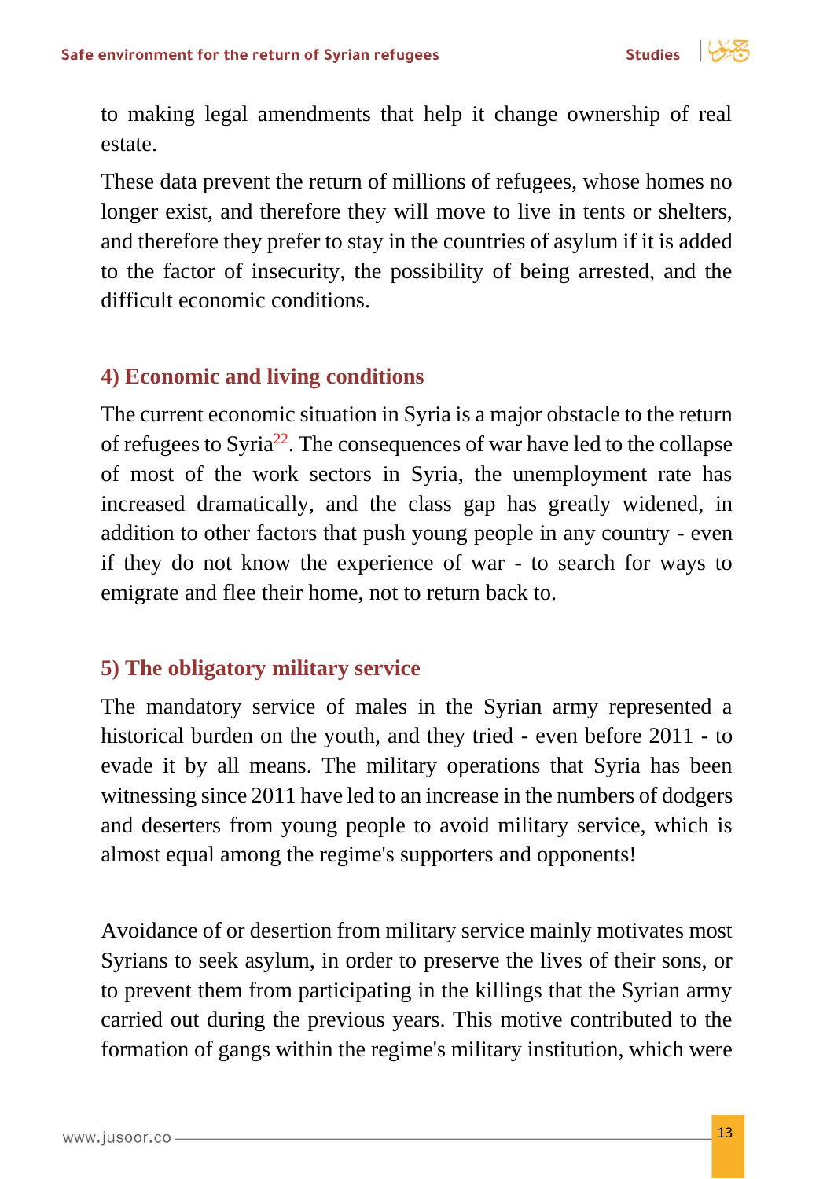to making legal amendments that help it change ownership of real estate.

These data prevent the return of millions of refugees, whose homes no longer exist, and therefore they will move to live in tents or shelters, and therefore they prefer to stay in the countries of asylum if it is added to the factor of insecurity, the possibility of being arrested, and the difficult economic conditions.

### 4) Economic and living conditions

The current economic situation in Syria is a major obstacle to the return of refugees to Syria[22]. The consequences of war have led to the collapse of most of the work sectors in Syria, the unemployment rate has increased dramatically, and the class gap has greatly widened, in addition to other factors that push young people in any country - even if they do not know the experience of war - to search for ways to emigrate and flee their home, not to return back to.

### 5) The obligatory military service

The mandatory service of males in the Syrian army represented a historical burden on the youth, and they tried - even before 2011 - to evade it by all means. The military operations that Syria has been witnessing since 2011 have led to an increase in the numbers of dodgers and deserters from young people to avoid military service, which is almost equal among the regime's supporters and opponents!

Avoidance of or desertion from military service mainly motivates most Syrians to seek asylum, in order to preserve the lives of their sons, or to prevent them from participating in the killings that the Syrian army carried out during the previous years. This motive contributed to the formation of gangs within the regime's military institution, which were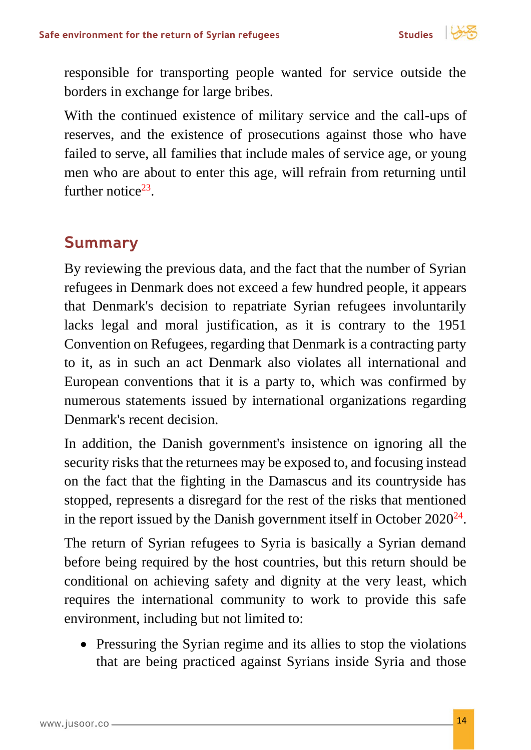responsible for transporting people wanted for service outside the borders in exchange for large bribes.

With the continued existence of military service and the call-ups of reserves, and the existence of prosecutions against those who have failed to serve, all families that include males of service age, or young men who are about to enter this age, will refrain from returning until further notice[23].

## Summary

By reviewing the previous data, and the fact that the number of Syrian refugees in Denmark does not exceed a few hundred people, it appears that Denmark's decision to repatriate Syrian refugees involuntarily lacks legal and moral justification, as it is contrary to the 1951 Convention on Refugees, regarding that Denmark is a contracting party to it, as in such an act Denmark also violates all international and European conventions that it is a party to, which was confirmed by numerous statements issued by international organizations regarding Denmark's recent decision.

In addition, the Danish government's insistence on ignoring all the security risks that the returnees may be exposed to, and focusing instead on the fact that the fighting in the Damascus and its countryside has stopped, represents a disregard for the rest of the risks that mentioned in the report issued by the Danish government itself in October 2020[24].

The return of Syrian refugees to Syria is basically a Syrian demand before being required by the host countries, but this return should be conditional on achieving safety and dignity at the very least, which requires the international community to work to provide this safe environment, including but not limited to:

- Pressuring the Syrian regime and its allies to stop the violations that are being practiced against Syrians inside Syria and those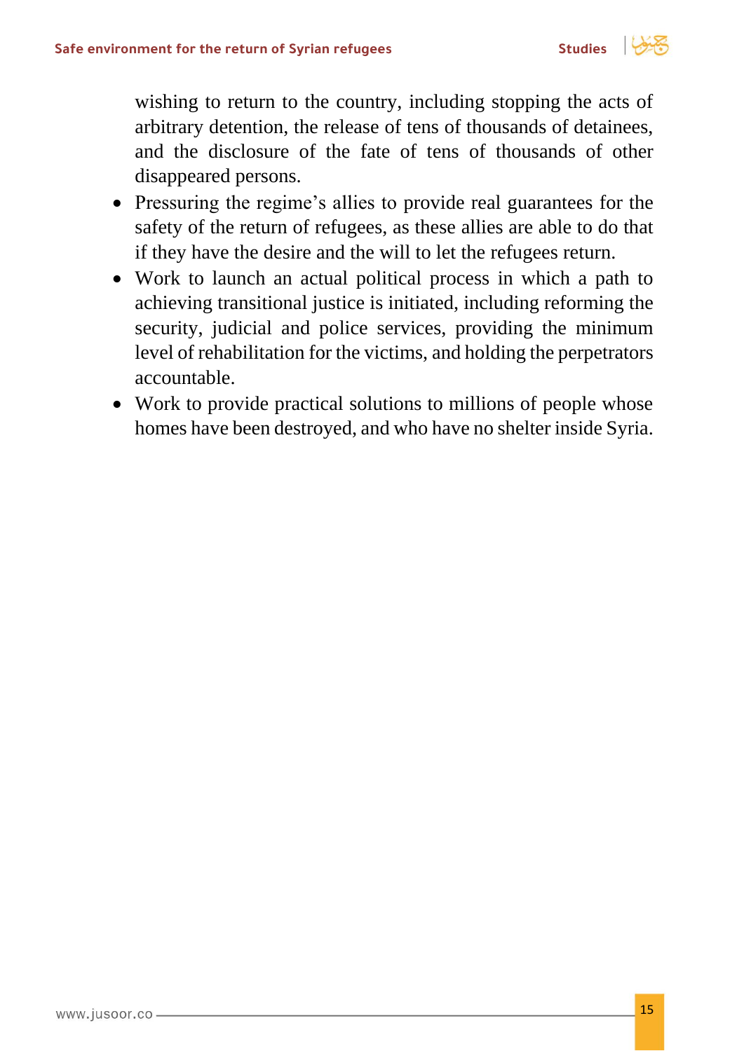wishing to return to the country, including stopping the acts of arbitrary detention, the release of tens of thousands of detainees, and the disclosure of the fate of tens of thousands of other disappeared persons.

- Pressuring the regime's allies to provide real guarantees for the safety of the return of refugees, as these allies are able to do that if they have the desire and the will to let the refugees return.
- Work to launch an actual political process in which a path to achieving transitional justice is initiated, including reforming the security, judicial and police services, providing the minimum level of rehabilitation for the victims, and holding the perpetrators accountable.
- Work to provide practical solutions to millions of people whose homes have been destroyed, and who have no shelter inside Syria.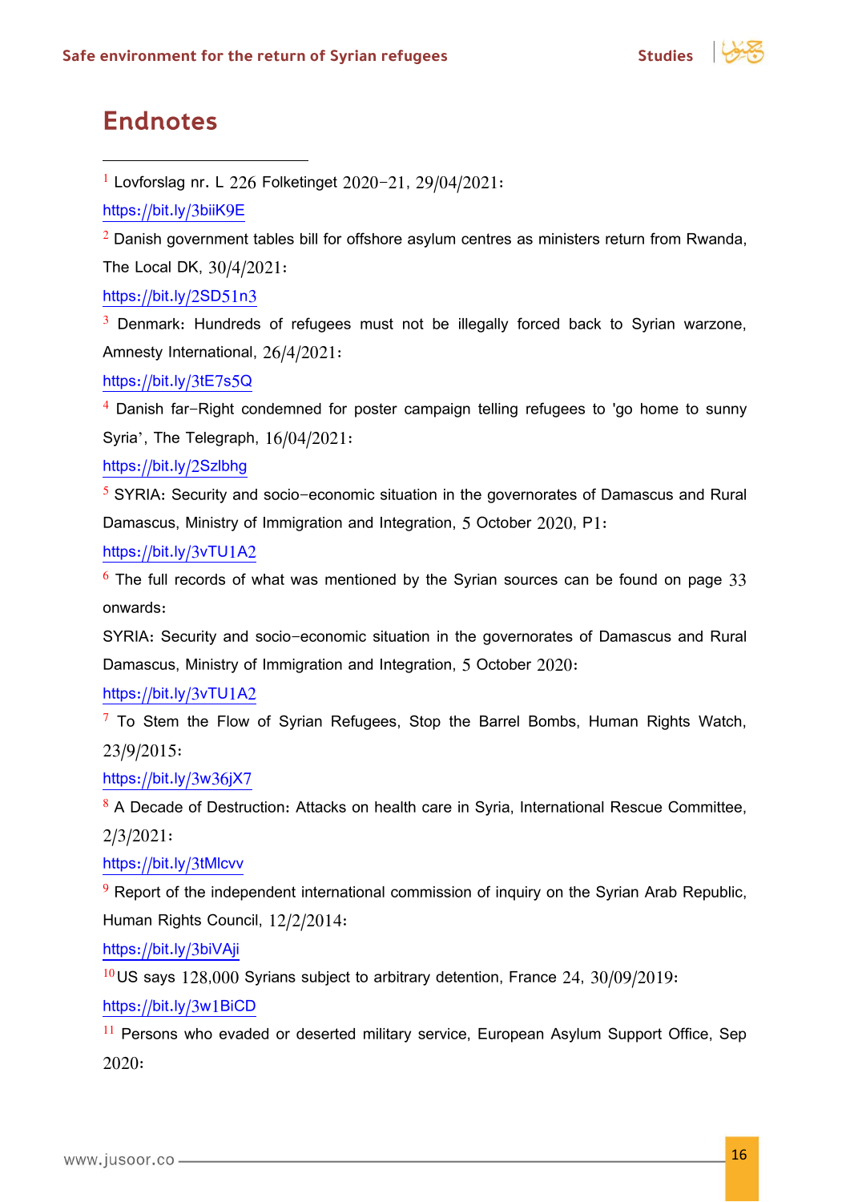# Endnotes

[1] Lovforslag nr. L 226 Folketinget 2020-21, 29/04/2021:

https://bit.ly/3biiK9E

[2] Danish government tables bill for offshore asylum centres as ministers return from Rwanda, The Local DK, 30/4/2021:

https://bit.ly/2SD51n3

[3] Denmark: Hundreds of refugees must not be illegally forced back to Syrian warzone, Amnesty International, 26/4/2021:

https://bit.ly/3tE7s5Q

[4] Danish far-Right condemned for poster campaign telling refugees to 'go home to sunny Syria', The Telegraph, 16/04/2021:

https://bit.ly/2Szlbhg

[5] SYRIA: Security and socio-economic situation in the governorates of Damascus and Rural Damascus, Ministry of Immigration and Integration, 5 October 2020, P1:

https://bit.ly/3vTU1A2

[6] The full records of what was mentioned by the Syrian sources can be found on page 33 onwards:

SYRIA: Security and socio-economic situation in the governorates of Damascus and Rural Damascus, Ministry of Immigration and Integration, 5 October 2020:

https://bit.ly/3vTU1A2

[7] To Stem the Flow of Syrian Refugees, Stop the Barrel Bombs, Human Rights Watch, 23/9/2015:

https://bit.ly/3w36jX7

[8] A Decade of Destruction: Attacks on health care in Syria, International Rescue Committee, 2/3/2021:

https://bit.ly/3tMlcvv

[9] Report of the independent international commission of inquiry on the Syrian Arab Republic, Human Rights Council, 12/2/2014:

https://bit.ly/3biVAji

[10] US says 128,000 Syrians subject to arbitrary detention, France 24, 30/09/2019:

https://bit.ly/3w1BiCD

[11] Persons who evaded or deserted military service, European Asylum Support Office, Sep 2020: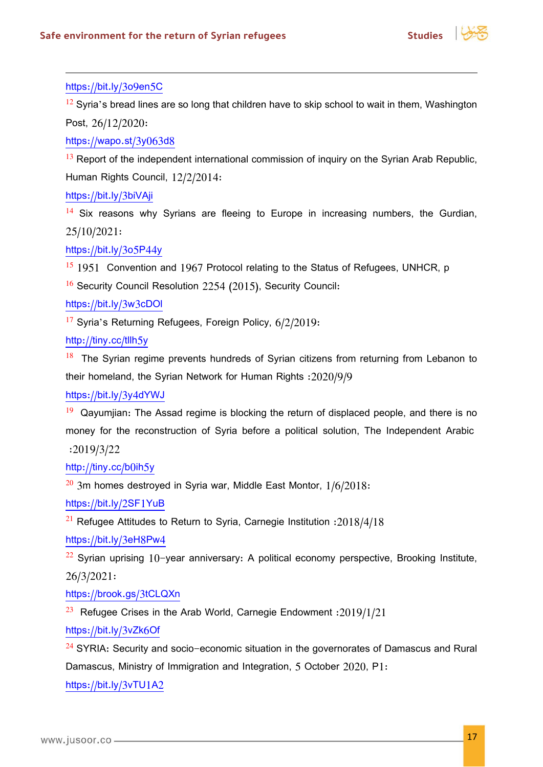https://bit.ly/3o9en5C

[12] Syria's bread lines are so long that children have to skip school to wait in them, Washington Post, 26/12/2020:

https://wapo.st/3y063d8

[13] Report of the independent international commission of inquiry on the Syrian Arab Republic, Human Rights Council, 12/2/2014:

https://bit.ly/3biVAji

[14] Six reasons why Syrians are fleeing to Europe in increasing numbers, the Gurdian, 25/10/2021:

https://bit.ly/3o5P44y

[15] 1951 Convention and 1967 Protocol relating to the Status of Refugees, UNHCR, p

[16] Security Council Resolution 2254 (2015), Security Council:

https://bit.ly/3w3cDOl

[17] Syria's Returning Refugees, Foreign Policy, 6/2/2019:

http://tiny.cc/tllh5y

[18] The Syrian regime prevents hundreds of Syrian citizens from returning from Lebanon to their homeland, the Syrian Network for Human Rights :2020/9/9

https://bit.ly/3y4dYWJ

[19] Qayumjian: The Assad regime is blocking the return of displaced people, and there is no money for the reconstruction of Syria before a political solution, The Independent Arabic :2019/3/22

http://tiny.cc/b0ih5y

[20] 3m homes destroyed in Syria war, Middle East Montor, 1/6/2018:

https://bit.ly/2SF1YuB

[21] Refugee Attitudes to Return to Syria, Carnegie Institution :2018/4/18

https://bit.ly/3eH8Pw4

[22] Syrian uprising 10-year anniversary: A political economy perspective, Brooking Institute, 26/3/2021:

https://brook.gs/3tCLQXn

[23] Refugee Crises in the Arab World, Carnegie Endowment :2019/1/21

https://bit.ly/3vZk6Of

[24] SYRIA: Security and socio-economic situation in the governorates of Damascus and Rural Damascus, Ministry of Immigration and Integration, 5 October 2020, P1:

https://bit.ly/3vTU1A2